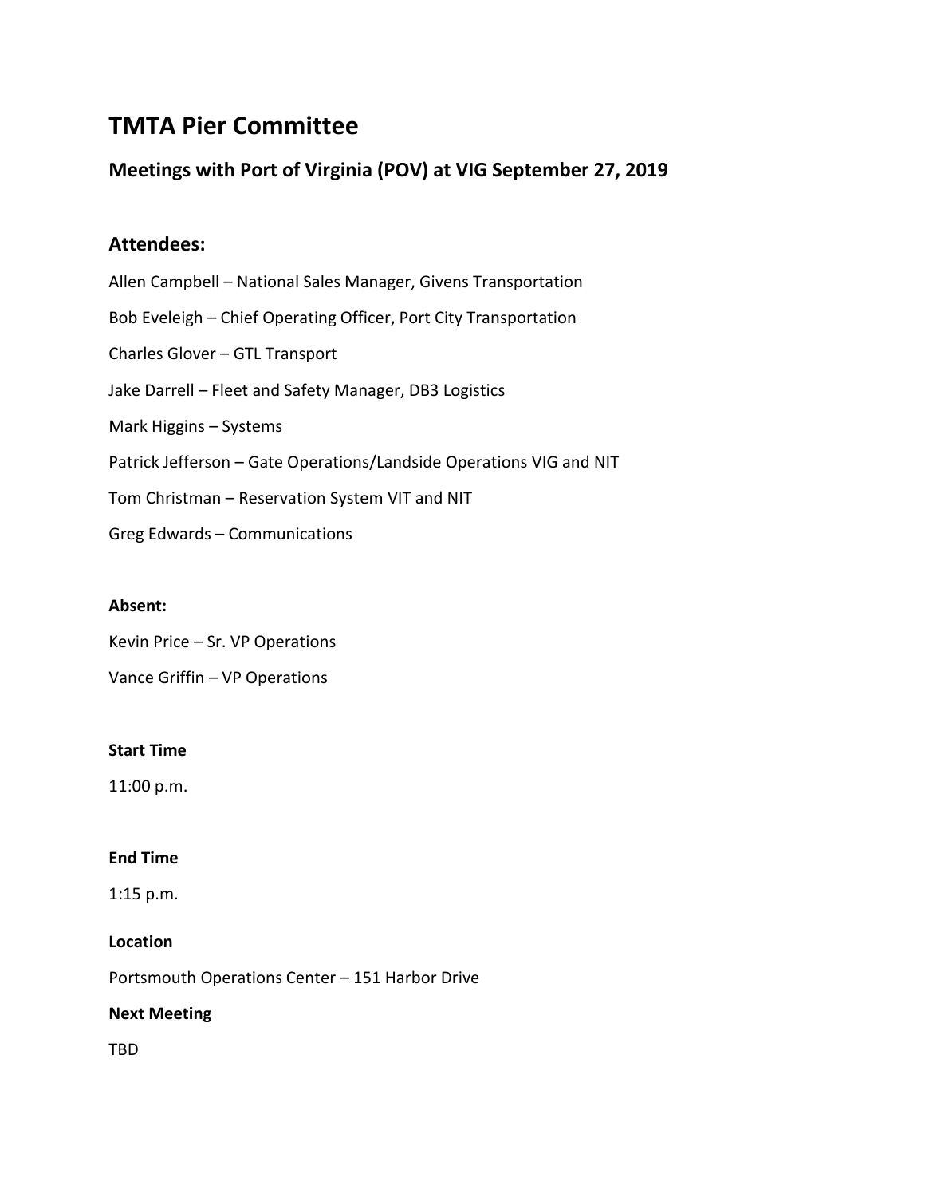# TMTA Pier Committee

## Meetings with Port of Virginia (POV) at VIG September 27, 2019

### Attendees:

Allen Campbell – National Sales Manager, Givens Transportation

Bob Eveleigh – Chief Operating Officer, Port City Transportation

Charles Glover – GTL Transport

Jake Darrell – Fleet and Safety Manager, DB3 Logistics

Mark Higgins – Systems

Patrick Jefferson – Gate Operations/Landside Operations VIG and NIT

Tom Christman – Reservation System VIT and NIT

Greg Edwards – Communications

**Absent:**

Kevin Price – Sr. VP Operations

Vance Griffin – VP Operations

**Start Time**

11:00 p.m.

**End Time**

1:15 p.m.

**Location**

Portsmouth Operations Center – 151 Harbor Drive

**Next Meeting**

TBD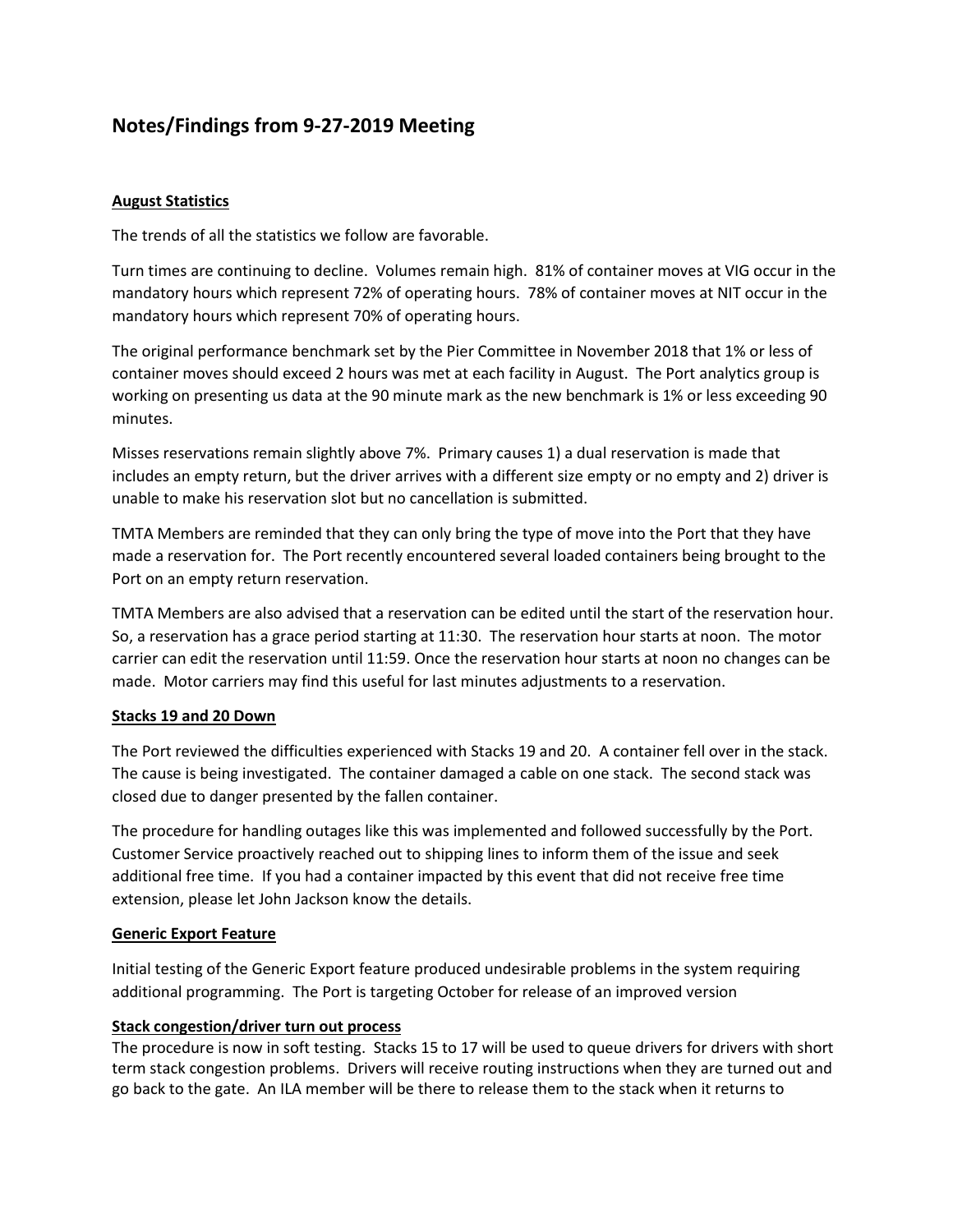## Notes/Findings from 9-27-2019 Meeting

**August Statistics**

The trends of all the statistics we follow are favorable.

Turn times are continuing to decline. Volumes remain high. 81% of container moves at VIG occur in the mandatory hours which represent 72% of operating hours. 78% of container moves at NIT occur in the mandatory hours which represent 70% of operating hours.

The original performance benchmark set by the Pier Committee in November 2018 that 1% or less of container moves should exceed 2 hours was met at each facility in August. The Port analytics group is working on presenting us data at the 90 minute mark as the new benchmark is 1% or less exceeding 90 minutes.

Misses reservations remain slightly above 7%. Primary causes 1) a dual reservation is made that includes an empty return, but the driver arrives with a different size empty or no empty and 2) driver is unable to make his reservation slot but no cancellation is submitted.

TMTA Members are reminded that they can only bring the type of move into the Port that they have made a reservation for. The Port recently encountered several loaded containers being brought to the Port on an empty return reservation.

TMTA Members are also advised that a reservation can be edited until the start of the reservation hour. So, a reservation has a grace period starting at 11:30. The reservation hour starts at noon. The motor carrier can edit the reservation until 11:59. Once the reservation hour starts at noon no changes can be made. Motor carriers may find this useful for last minutes adjustments to a reservation.

**Stacks 19 and 20 Down**

The Port reviewed the difficulties experienced with Stacks 19 and 20. A container fell over in the stack. The cause is being investigated. The container damaged a cable on one stack. The second stack was closed due to danger presented by the fallen container.

The procedure for handling outages like this was implemented and followed successfully by the Port. Customer Service proactively reached out to shipping lines to inform them of the issue and seek additional free time. If you had a container impacted by this event that did not receive free time extension, please let John Jackson know the details.

**Generic Export Feature**

Initial testing of the Generic Export feature produced undesirable problems in the system requiring additional programming. The Port is targeting October for release of an improved version

**Stack congestion/driver turn out process**

The procedure is now in soft testing. Stacks 15 to 17 will be used to queue drivers for drivers with short term stack congestion problems. Drivers will receive routing instructions when they are turned out and go back to the gate. An ILA member will be there to release them to the stack when it returns to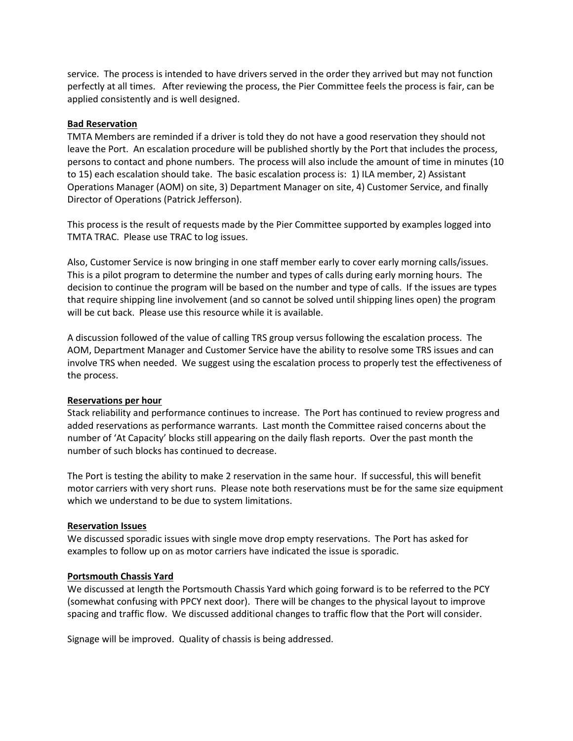service. The process is intended to have drivers served in the order they arrived but may not function perfectly at all times. After reviewing the process, the Pier Committee feels the process is fair, can be applied consistently and is well designed.

**Bad Reservation**

TMTA Members are reminded if a driver is told they do not have a good reservation they should not leave the Port. An escalation procedure will be published shortly by the Port that includes the process, persons to contact and phone numbers. The process will also include the amount of time in minutes (10 to 15) each escalation should take. The basic escalation process is: 1) ILA member, 2) Assistant Operations Manager (AOM) on site, 3) Department Manager on site, 4) Customer Service, and finally Director of Operations (Patrick Jefferson).

This process is the result of requests made by the Pier Committee supported by examples logged into TMTA TRAC. Please use TRAC to log issues.

Also, Customer Service is now bringing in one staff member early to cover early morning calls/issues. This is a pilot program to determine the number and types of calls during early morning hours. The decision to continue the program will be based on the number and type of calls. If the issues are types that require shipping line involvement (and so cannot be solved until shipping lines open) the program will be cut back. Please use this resource while it is available.

A discussion followed of the value of calling TRS group versus following the escalation process. The AOM, Department Manager and Customer Service have the ability to resolve some TRS issues and can involve TRS when needed. We suggest using the escalation process to properly test the effectiveness of the process.

**Reservations per hour**

Stack reliability and performance continues to increase. The Port has continued to review progress and added reservations as performance warrants. Last month the Committee raised concerns about the number of 'At Capacity' blocks still appearing on the daily flash reports. Over the past month the number of such blocks has continued to decrease.

The Port is testing the ability to make 2 reservation in the same hour. If successful, this will benefit motor carriers with very short runs. Please note both reservations must be for the same size equipment which we understand to be due to system limitations.

**Reservation Issues**

We discussed sporadic issues with single move drop empty reservations. The Port has asked for examples to follow up on as motor carriers have indicated the issue is sporadic.

**Portsmouth Chassis Yard**

We discussed at length the Portsmouth Chassis Yard which going forward is to be referred to the PCY (somewhat confusing with PPCY next door). There will be changes to the physical layout to improve spacing and traffic flow. We discussed additional changes to traffic flow that the Port will consider.

Signage will be improved. Quality of chassis is being addressed.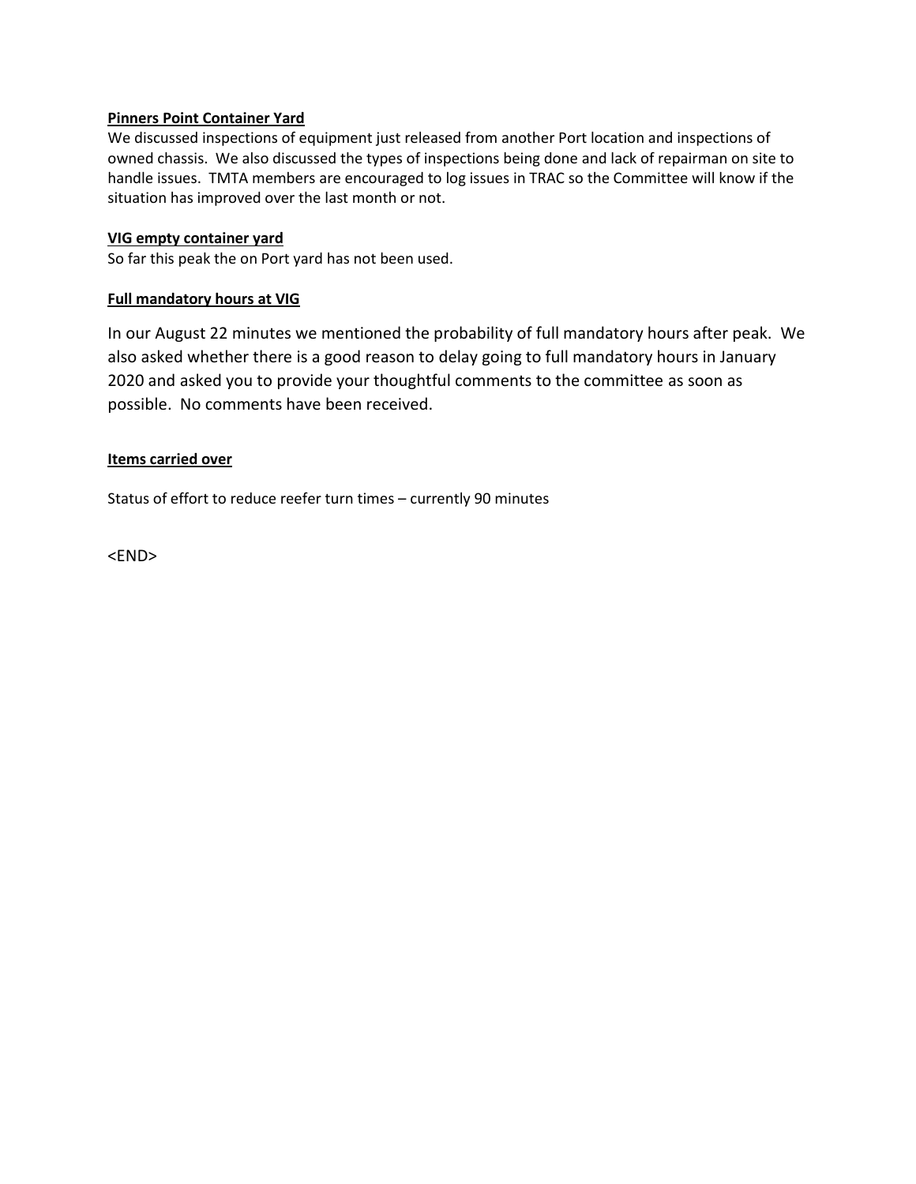**<u>Pinners Point Container Yard</u>**

We discussed inspections of equipment just released from another Port location and inspections of owned chassis. We also discussed the types of inspections being done and lack of repairman on site to handle issues. TMTA members are encouraged to log issues in TRAC so the Committee will know if the situation has improved over the last month or not.

**<u>VIG empty container yard</u>**

So far this peak the on Port yard has not been used.

**<u>Full mandatory hours at VIG</u>**

In our August 22 minutes we mentioned the probability of full mandatory hours after peak. We also asked whether there is a good reason to delay going to full mandatory hours in January 2020 and asked you to provide your thoughtful comments to the committee as soon as possible. No comments have been received.

**<u>Items carried over</u>**

Status of effort to reduce reefer turn times – currently 90 minutes

<END>